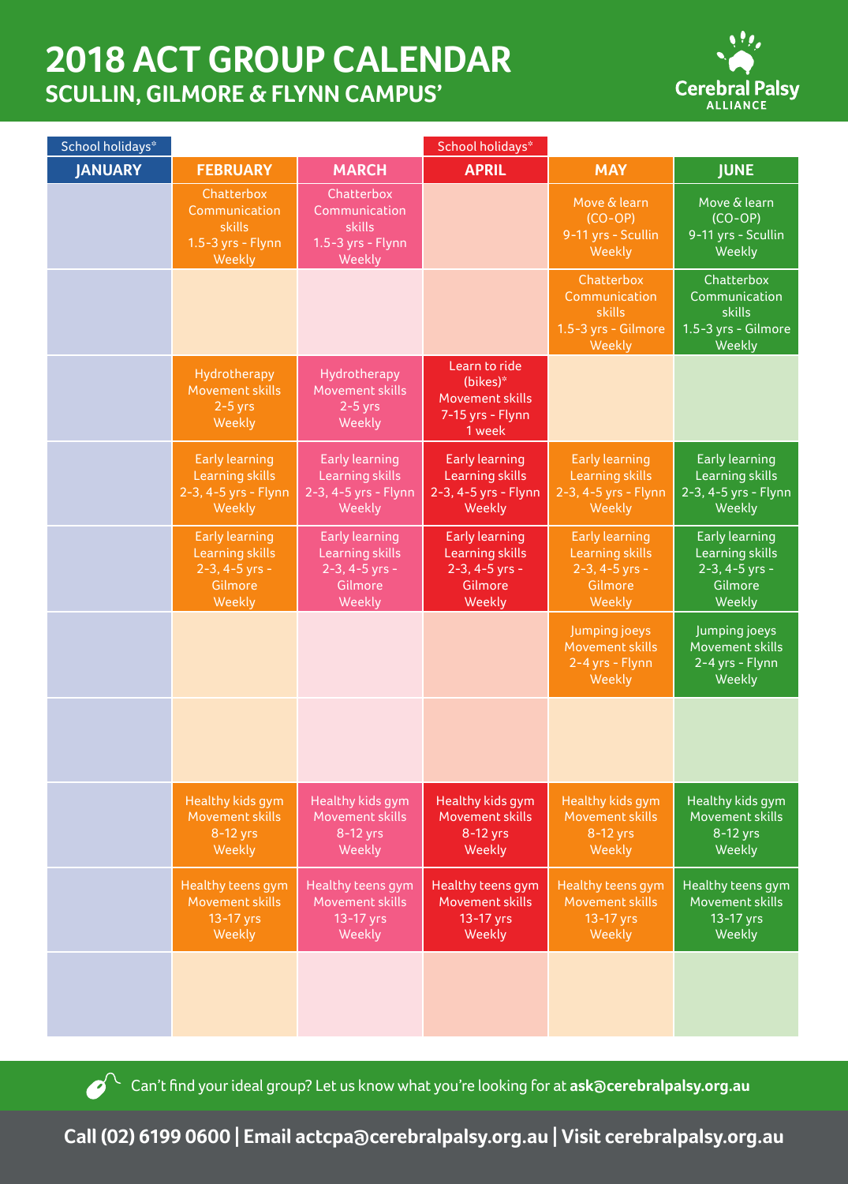# 2018 ACT GROUP CALENDAR

## SCULLIN, GILMORE & FLYNN CAMPUS'

| School holidays* | | | School holidays* | | |
|---|---|---|---|---|---|
| **JANUARY** | **FEBRUARY** | **MARCH** | **APRIL** | **MAY** | **JUNE** |
| | Chatterbox Communication skills 1.5-3 yrs - Flynn Weekly | Chatterbox Communication skills 1.5-3 yrs - Flynn Weekly | | Move & learn (CO-OP) 9-11 yrs - Scullin Weekly | Move & learn (CO-OP) 9-11 yrs - Scullin Weekly |
| | | | | Chatterbox Communication skills 1.5-3 yrs - Gilmore Weekly | Chatterbox Communication skills 1.5-3 yrs - Gilmore Weekly |
| | Hydrotherapy Movement skills 2-5 yrs Weekly | Hydrotherapy Movement skills 2-5 yrs Weekly | Learn to ride (bikes)* Movement skills 7-15 yrs - Flynn 1 week | | |
| | Early learning Learning skills 2-3, 4-5 yrs - Flynn Weekly | Early learning Learning skills 2-3, 4-5 yrs - Flynn Weekly | Early learning Learning skills 2-3, 4-5 yrs - Flynn Weekly | Early learning Learning skills 2-3, 4-5 yrs - Flynn Weekly | Early learning Learning skills 2-3, 4-5 yrs - Flynn Weekly |
| | Early learning Learning skills 2-3, 4-5 yrs - Gilmore Weekly | Early learning Learning skills 2-3, 4-5 yrs - Gilmore Weekly | Early learning Learning skills 2-3, 4-5 yrs - Gilmore Weekly | Early learning Learning skills 2-3, 4-5 yrs - Gilmore Weekly | Early learning Learning skills 2-3, 4-5 yrs - Gilmore Weekly |
| | | | | Jumping joeys Movement skills 2-4 yrs - Flynn Weekly | Jumping joeys Movement skills 2-4 yrs - Flynn Weekly |
| | | | | | |
| | Healthy kids gym Movement skills 8-12 yrs Weekly | Healthy kids gym Movement skills 8-12 yrs Weekly | Healthy kids gym Movement skills 8-12 yrs Weekly | Healthy kids gym Movement skills 8-12 yrs Weekly | Healthy kids gym Movement skills 8-12 yrs Weekly |
| | Healthy teens gym Movement skills 13-17 yrs Weekly | Healthy teens gym Movement skills 13-17 yrs Weekly | Healthy teens gym Movement skills 13-17 yrs Weekly | Healthy teens gym Movement skills 13-17 yrs Weekly | Healthy teens gym Movement skills 13-17 yrs Weekly |
| | | | | | |

Can't find your ideal group? Let us know what you're looking for at **ask@cerebralpalsy.org.au**

**Call (02) 6199 0600 | Email actcpa@cerebralpalsy.org.au | Visit cerebralpalsy.org.au**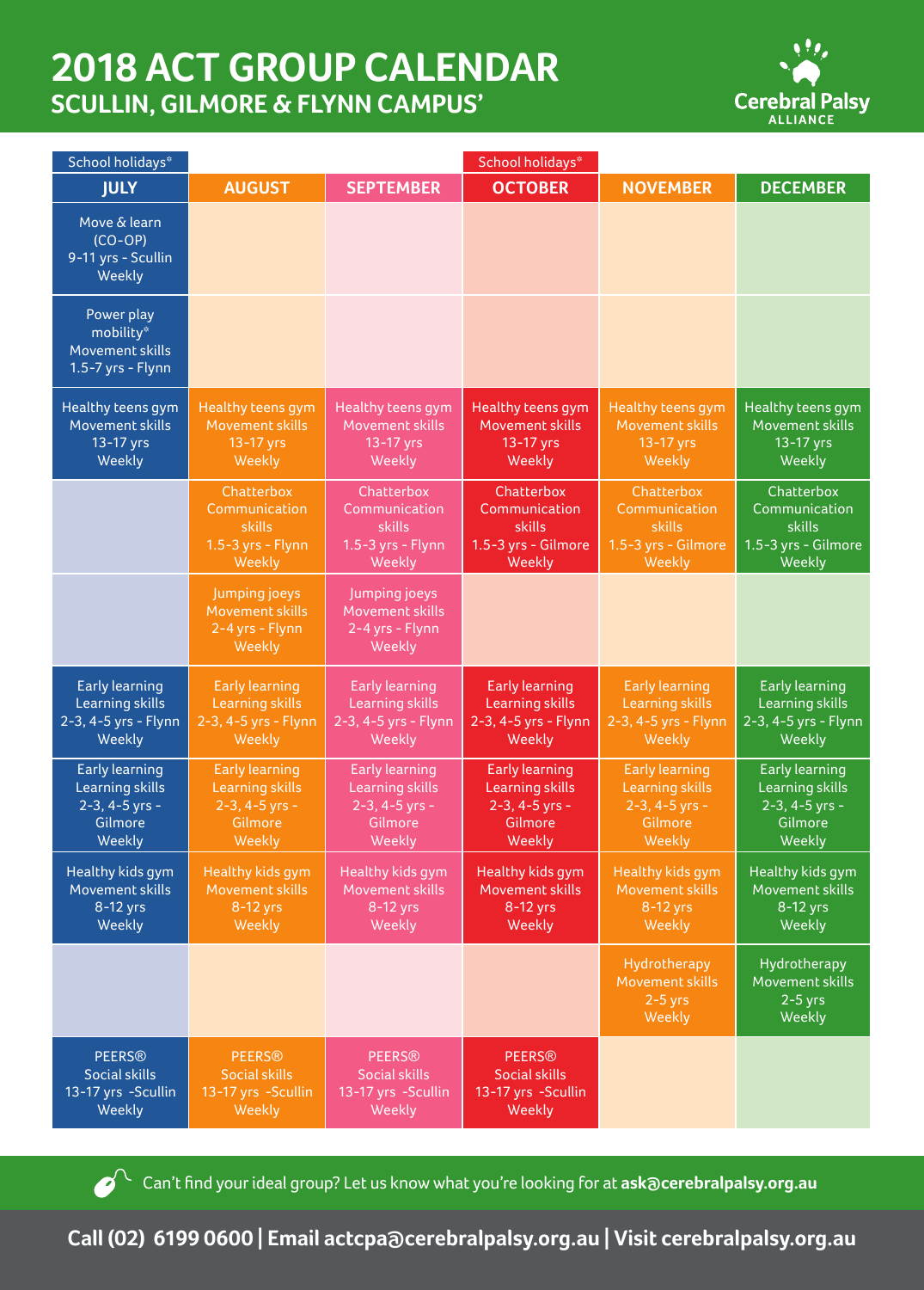# 2018 ACT GROUP CALENDAR
## SCULLIN, GILMORE & FLYNN CAMPUS'

Cerebral Palsy ALLIANCE

| School holidays* JULY | AUGUST | SEPTEMBER | School holidays* OCTOBER | NOVEMBER | DECEMBER |
|---|---|---|---|---|---|
| Move & learn (CO-OP) 9-11 yrs - Scullin Weekly | | | | | |
| Power play mobility* Movement skills 1.5-7 yrs - Flynn | | | | | |
| Healthy teens gym Movement skills 13-17 yrs Weekly | Healthy teens gym Movement skills 13-17 yrs Weekly | Healthy teens gym Movement skills 13-17 yrs Weekly | Healthy teens gym Movement skills 13-17 yrs Weekly | Healthy teens gym Movement skills 13-17 yrs Weekly | Healthy teens gym Movement skills 13-17 yrs Weekly |
| | Chatterbox Communication skills 1.5-3 yrs - Flynn Weekly | Chatterbox Communication skills 1.5-3 yrs - Flynn Weekly | Chatterbox Communication skills 1.5-3 yrs - Gilmore Weekly | Chatterbox Communication skills 1.5-3 yrs - Gilmore Weekly | Chatterbox Communication skills 1.5-3 yrs - Gilmore Weekly |
| | Jumping joeys Movement skills 2-4 yrs - Flynn Weekly | Jumping joeys Movement skills 2-4 yrs - Flynn Weekly | | | |
| Early learning Learning skills 2-3, 4-5 yrs - Flynn Weekly | Early learning Learning skills 2-3, 4-5 yrs - Flynn Weekly | Early learning Learning skills 2-3, 4-5 yrs - Flynn Weekly | Early learning Learning skills 2-3, 4-5 yrs - Flynn Weekly | Early learning Learning skills 2-3, 4-5 yrs - Flynn Weekly | Early learning Learning skills 2-3, 4-5 yrs - Flynn Weekly |
| Early learning Learning skills 2-3, 4-5 yrs - Gilmore Weekly | Early learning Learning skills 2-3, 4-5 yrs - Gilmore Weekly | Early learning Learning skills 2-3, 4-5 yrs - Gilmore Weekly | Early learning Learning skills 2-3, 4-5 yrs - Gilmore Weekly | Early learning Learning skills 2-3, 4-5 yrs - Gilmore Weekly | Early learning Learning skills 2-3, 4-5 yrs - Gilmore Weekly |
| Healthy kids gym Movement skills 8-12 yrs Weekly | Healthy kids gym Movement skills 8-12 yrs Weekly | Healthy kids gym Movement skills 8-12 yrs Weekly | Healthy kids gym Movement skills 8-12 yrs Weekly | Healthy kids gym Movement skills 8-12 yrs Weekly | Healthy kids gym Movement skills 8-12 yrs Weekly |
| | | | | Hydrotherapy Movement skills 2-5 yrs Weekly | Hydrotherapy Movement skills 2-5 yrs Weekly |
| PEERS® Social skills 13-17 yrs -Scullin Weekly | PEERS® Social skills 13-17 yrs -Scullin Weekly | PEERS® Social skills 13-17 yrs -Scullin Weekly | PEERS® Social skills 13-17 yrs -Scullin Weekly | | |

Can't find your ideal group? Let us know what you're looking for at **ask@cerebralpalsy.org.au**

**Call (02) 6199 0600 | Email actcpa@cerebralpalsy.org.au | Visit cerebralpalsy.org.au**